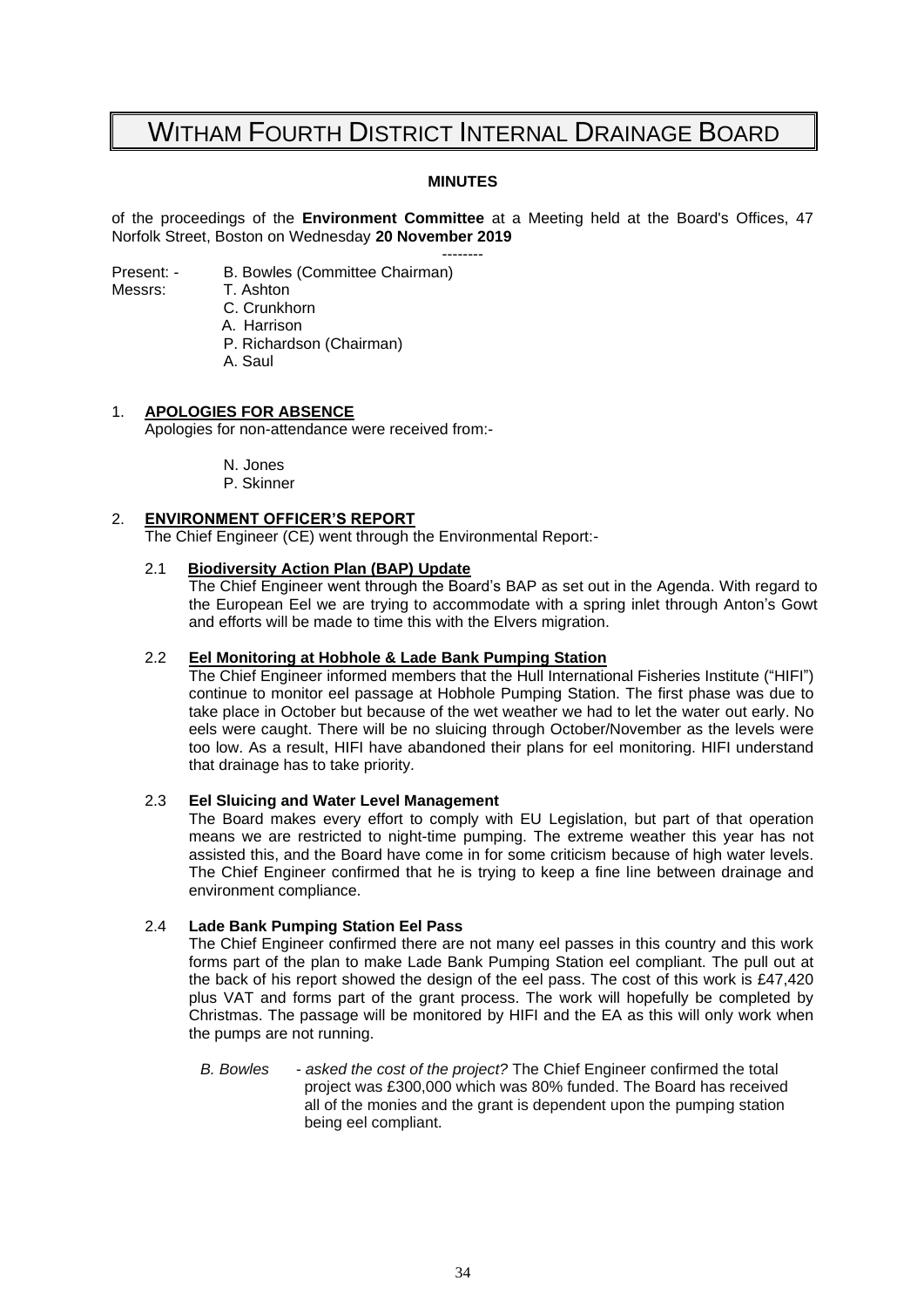# WITHAM FOURTH DISTRICT INTERNAL DRAINAGE BOARD

**MINUTES**

of the proceedings of the **Environment Committee** at a Meeting held at the Board's Offices, 47 Norfolk Street, Boston on Wednesday **20 November 2019**

--------

Present: - B. Bowles (Committee Chairman)
Messrs: T. Ashton
C. Crunkhorn
A. Harrison
P. Richardson (Chairman)
A. Saul

1. **APOLOGIES FOR ABSENCE**
   Apologies for non-attendance were received from:-

   N. Jones
   P. Skinner

2. **ENVIRONMENT OFFICER'S REPORT**
   The Chief Engineer (CE) went through the Environmental Report:-

   2.1 **Biodiversity Action Plan (BAP) Update**
   The Chief Engineer went through the Board's BAP as set out in the Agenda. With regard to the European Eel we are trying to accommodate with a spring inlet through Anton's Gowt and efforts will be made to time this with the Elvers migration.

   2.2 **Eel Monitoring at Hobhole & Lade Bank Pumping Station**
   The Chief Engineer informed members that the Hull International Fisheries Institute ("HIFI") continue to monitor eel passage at Hobhole Pumping Station. The first phase was due to take place in October but because of the wet weather we had to let the water out early. No eels were caught. There will be no sluicing through October/November as the levels were too low. As a result, HIFI have abandoned their plans for eel monitoring. HIFI understand that drainage has to take priority.

   2.3 **Eel Sluicing and Water Level Management**
   The Board makes every effort to comply with EU Legislation, but part of that operation means we are restricted to night-time pumping. The extreme weather this year has not assisted this, and the Board have come in for some criticism because of high water levels. The Chief Engineer confirmed that he is trying to keep a fine line between drainage and environment compliance.

   2.4 **Lade Bank Pumping Station Eel Pass**
   The Chief Engineer confirmed there are not many eel passes in this country and this work forms part of the plan to make Lade Bank Pumping Station eel compliant. The pull out at the back of his report showed the design of the eel pass. The cost of this work is £47,420 plus VAT and forms part of the grant process. The work will hopefully be completed by Christmas. The passage will be monitored by HIFI and the EA as this will only work when the pumps are not running.

   *B. Bowles* - *asked the cost of the project?* The Chief Engineer confirmed the total project was £300,000 which was 80% funded. The Board has received all of the monies and the grant is dependent upon the pumping station being eel compliant.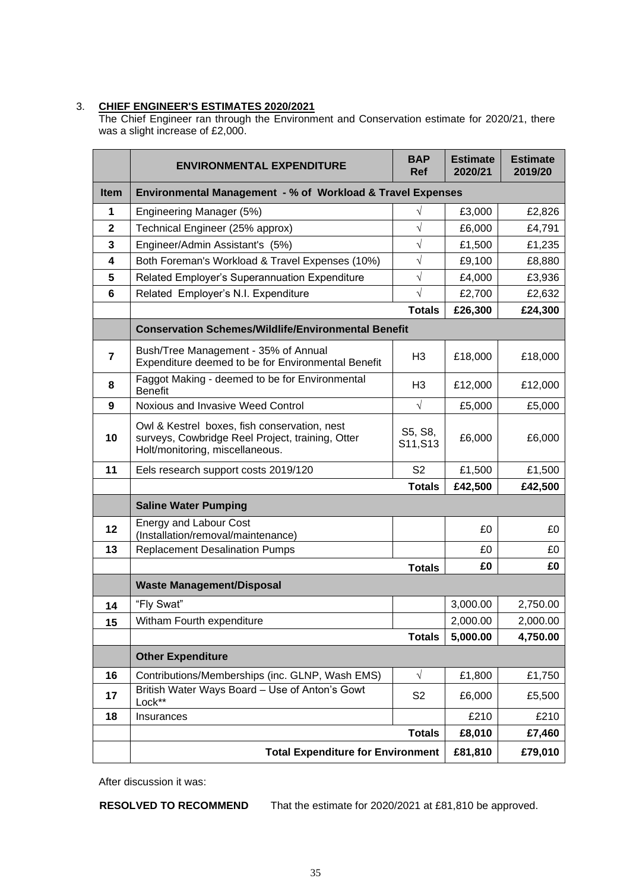3. **CHIEF ENGINEER'S ESTIMATES 2020/2021**

The Chief Engineer ran through the Environment and Conservation estimate for 2020/21, there was a slight increase of £2,000.

| | **ENVIRONMENTAL EXPENDITURE** | **BAP Ref** | **Estimate 2020/21** | **Estimate 2019/20** |
|---|---|---|---|---|
| **Item** | **Environmental Management - % of Workload & Travel Expenses** | | | |
| **1** | Engineering Manager (5%) | √ | £3,000 | £2,826 |
| **2** | Technical Engineer (25% approx) | √ | £6,000 | £4,791 |
| **3** | Engineer/Admin Assistant's (5%) | √ | £1,500 | £1,235 |
| **4** | Both Foreman's Workload & Travel Expenses (10%) | √ | £9,100 | £8,880 |
| **5** | Related Employer's Superannuation Expenditure | √ | £4,000 | £3,936 |
| **6** | Related Employer's N.I. Expenditure | √ | £2,700 | £2,632 |
| | | **Totals** | **£26,300** | **£24,300** |
| | **Conservation Schemes/Wildlife/Environmental Benefit** | | | |
| **7** | Bush/Tree Management - 35% of Annual Expenditure deemed to be for Environmental Benefit | H3 | £18,000 | £18,000 |
| **8** | Faggot Making - deemed to be for Environmental Benefit | H3 | £12,000 | £12,000 |
| **9** | Noxious and Invasive Weed Control | √ | £5,000 | £5,000 |
| **10** | Owl & Kestrel boxes, fish conservation, nest surveys, Cowbridge Reel Project, training, Otter Holt/monitoring, miscellaneous. | S5, S8, S11,S13 | £6,000 | £6,000 |
| **11** | Eels research support costs 2019/120 | S2 | £1,500 | £1,500 |
| | | **Totals** | **£42,500** | **£42,500** |
| | **Saline Water Pumping** | | | |
| **12** | Energy and Labour Cost (Installation/removal/maintenance) | | £0 | £0 |
| **13** | Replacement Desalination Pumps | | £0 | £0 |
| | | **Totals** | **£0** | **£0** |
| | **Waste Management/Disposal** | | | |
| **14** | "Fly Swat" | | 3,000.00 | 2,750.00 |
| **15** | Witham Fourth expenditure | | 2,000.00 | 2,000.00 |
| | | **Totals** | **5,000.00** | **4,750.00** |
| | **Other Expenditure** | | | |
| **16** | Contributions/Memberships (inc. GLNP, Wash EMS) | √ | £1,800 | £1,750 |
| **17** | British Water Ways Board – Use of Anton's Gowt Lock** | S2 | £6,000 | £5,500 |
| **18** | Insurances | | £210 | £210 |
| | | **Totals** | **£8,010** | **£7,460** |
| | **Total Expenditure for Environment** | | **£81,810** | **£79,010** |

After discussion it was:

**RESOLVED TO RECOMMEND** That the estimate for 2020/2021 at £81,810 be approved.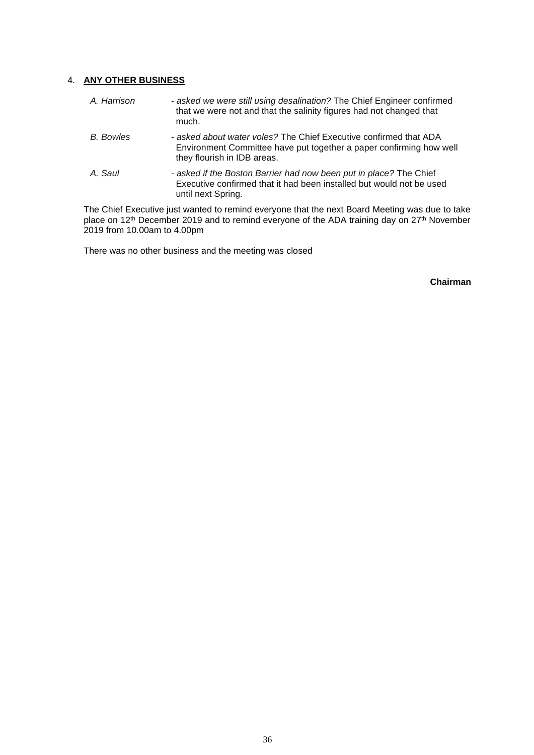## 4. ANY OTHER BUSINESS

| | |
|---|---|
| *A. Harrison* | - *asked we were still using desalination?* The Chief Engineer confirmed that we were not and that the salinity figures had not changed that much. |
| *B. Bowles* | - *asked about water voles?* The Chief Executive confirmed that ADA Environment Committee have put together a paper confirming how well they flourish in IDB areas. |
| *A. Saul* | - *asked if the Boston Barrier had now been put in place?* The Chief Executive confirmed that it had been installed but would not be used until next Spring. |

The Chief Executive just wanted to remind everyone that the next Board Meeting was due to take place on 12th December 2019 and to remind everyone of the ADA training day on 27th November 2019 from 10.00am to 4.00pm

There was no other business and the meeting was closed

**Chairman**